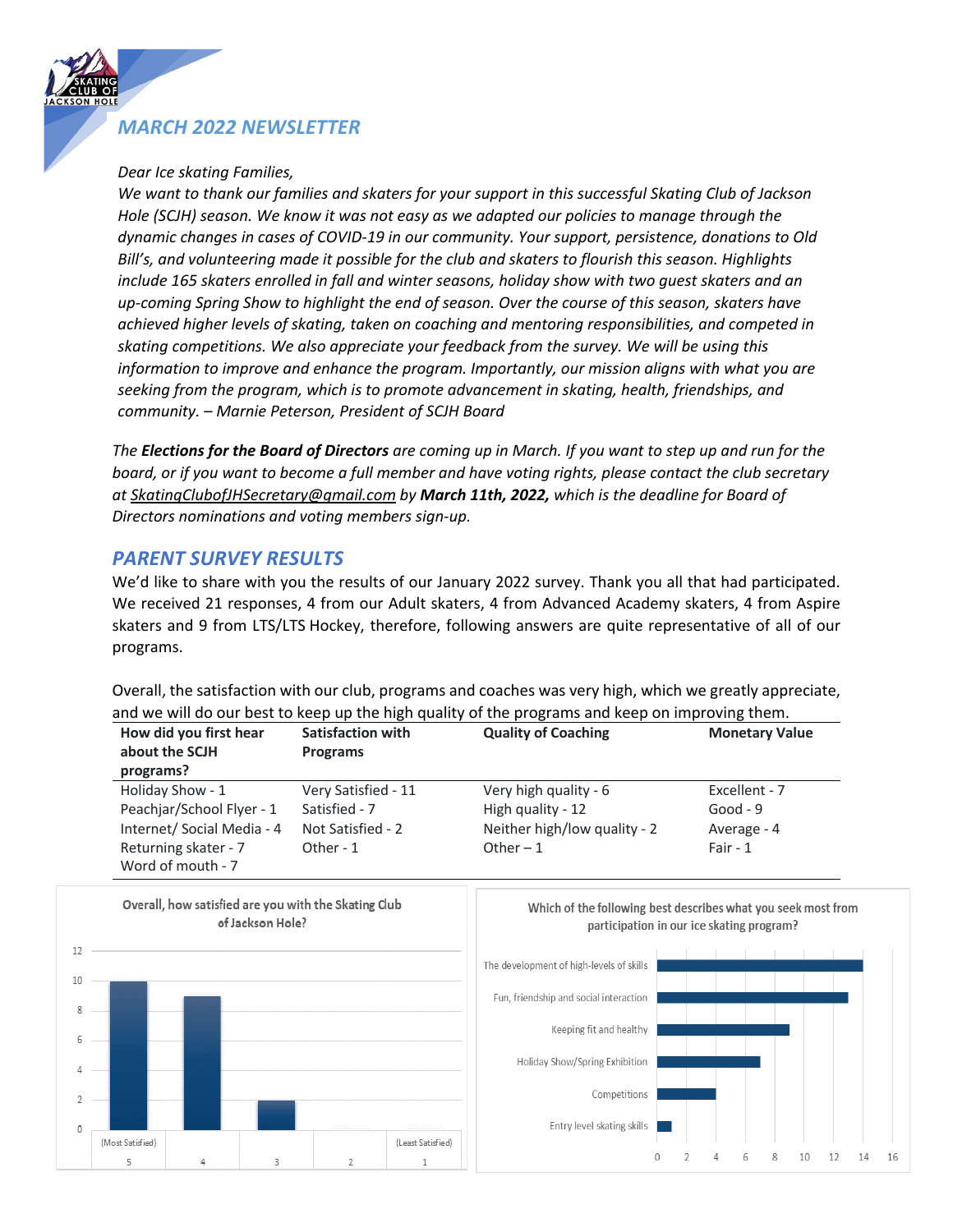# MARCH 2022 NEWSLETTER

*Dear Ice skating Families,*
*We want to thank our families and skaters for your support in this successful Skating Club of Jackson Hole (SCJH) season. We know it was not easy as we adapted our policies to manage through the dynamic changes in cases of COVID-19 in our community. Your support, persistence, donations to Old Bill's, and volunteering made it possible for the club and skaters to flourish this season. Highlights include 165 skaters enrolled in fall and winter seasons, holiday show with two guest skaters and an up-coming Spring Show to highlight the end of season. Over the course of this season, skaters have achieved higher levels of skating, taken on coaching and mentoring responsibilities, and competed in skating competitions. We also appreciate your feedback from the survey. We will be using this information to improve and enhance the program. Importantly, our mission aligns with what you are seeking from the program, which is to promote advancement in skating, health, friendships, and community. – Marnie Peterson, President of SCJH Board*

*The **Elections for the Board of Directors** are coming up in March. If you want to step up and run for the board, or if you want to become a full member and have voting rights, please contact the club secretary at SkatingClubofJHSecretary@gmail.com by **March 11th, 2022,** which is the deadline for Board of Directors nominations and voting members sign-up.*

## PARENT SURVEY RESULTS

We'd like to share with you the results of our January 2022 survey. Thank you all that had participated. We received 21 responses, 4 from our Adult skaters, 4 from Advanced Academy skaters, 4 from Aspire skaters and 9 from LTS/LTS Hockey, therefore, following answers are quite representative of all of our programs.

Overall, the satisfaction with our club, programs and coaches was very high, which we greatly appreciate, and we will do our best to keep up the high quality of the programs and keep on improving them.

| How did you first hear about the SCJH programs? | Satisfaction with Programs | Quality of Coaching | Monetary Value |
|---|---|---|---|
| Holiday Show - 1 | Very Satisfied - 11 | Very high quality - 6 | Excellent - 7 |
| Peachjar/School Flyer - 1 | Satisfied - 7 | High quality - 12 | Good - 9 |
| Internet/ Social Media - 4 | Not Satisfied - 2 | Neither high/low quality - 2 | Average - 4 |
| Returning skater - 7 | Other - 1 | Other – 1 | Fair - 1 |
| Word of mouth - 7 | | | |

**Overall, how satisfied are you with the Skating Club of Jackson Hole?**

| Rating | Responses |
|---|---|
| 5 (Most Satisfied) | 10 |
| 4 | 9 |
| 3 | 2 |
| 2 | 0 |
| 1 (Least Satisfied) | 0 |

**Which of the following best describes what you seek most from participation in our ice skating program?**

| Option | Responses |
|---|---|
| The development of high-levels of skills | 14 |
| Fun, friendship and social interaction | 13 |
| Keeping fit and healthy | 9 |
| Holiday Show/Spring Exhibition | 7 |
| Competitions | 4 |
| Entry level skating skills | 1 |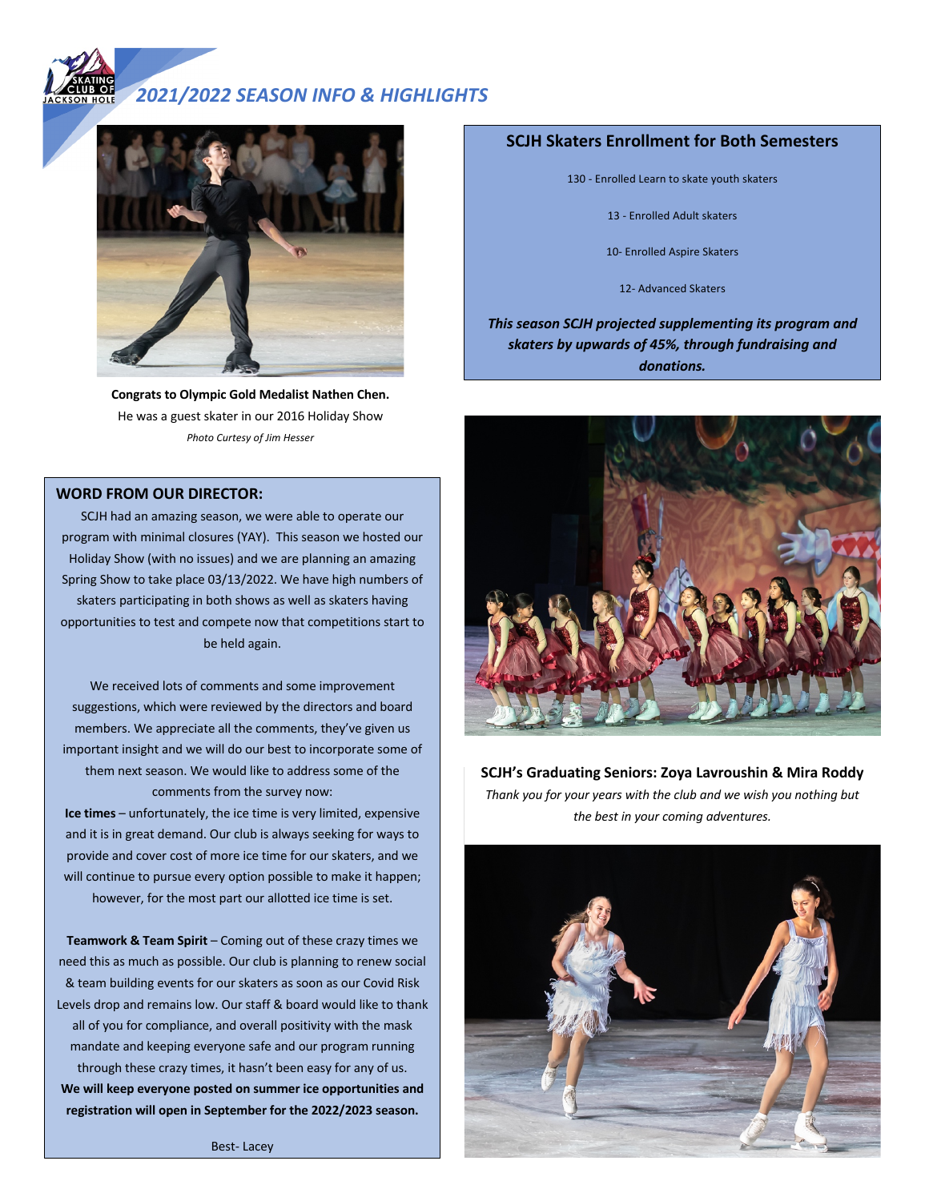# 2021/2022 SEASON INFO & HIGHLIGHTS

**Congrats to Olympic Gold Medalist Nathen Chen.**
He was a guest skater in our 2016 Holiday Show
*Photo Curtesy of Jim Hesser*

## SCJH Skaters Enrollment for Both Semesters

130 - Enrolled Learn to skate youth skaters

13 - Enrolled Adult skaters

10- Enrolled Aspire Skaters

12- Advanced Skaters

***This season SCJH projected supplementing its program and skaters by upwards of 45%, through fundraising and donations.***

## WORD FROM OUR DIRECTOR:

SCJH had an amazing season, we were able to operate our program with minimal closures (YAY). This season we hosted our Holiday Show (with no issues) and we are planning an amazing Spring Show to take place 03/13/2022. We have high numbers of skaters participating in both shows as well as skaters having opportunities to test and compete now that competitions start to be held again.

We received lots of comments and some improvement suggestions, which were reviewed by the directors and board members. We appreciate all the comments, they've given us important insight and we will do our best to incorporate some of them next season. We would like to address some of the comments from the survey now:

**Ice times** – unfortunately, the ice time is very limited, expensive and it is in great demand. Our club is always seeking for ways to provide and cover cost of more ice time for our skaters, and we will continue to pursue every option possible to make it happen; however, for the most part our allotted ice time is set.

**Teamwork & Team Spirit** – Coming out of these crazy times we need this as much as possible. Our club is planning to renew social & team building events for our skaters as soon as our Covid Risk Levels drop and remains low. Our staff & board would like to thank all of you for compliance, and overall positivity with the mask mandate and keeping everyone safe and our program running through these crazy times, it hasn't been easy for any of us. **We will keep everyone posted on summer ice opportunities and registration will open in September for the 2022/2023 season.**

Best- Lacey

**SCJH's Graduating Seniors: Zoya Lavroushin & Mira Roddy**
*Thank you for your years with the club and we wish you nothing but the best in your coming adventures.*